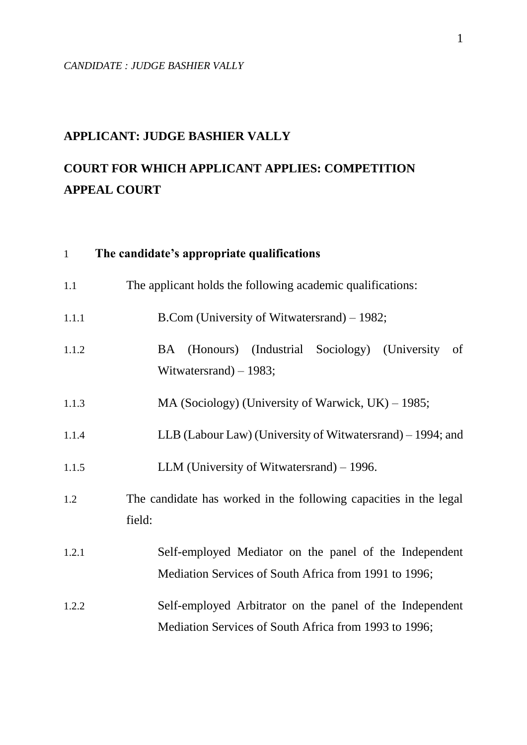*CANDIDATE : JUDGE BASHIER VALLY*

**APPLICANT: JUDGE BASHIER VALLY**

**COURT FOR WHICH APPLICANT APPLIES: COMPETITION APPEAL COURT**

1 **The candidate's appropriate qualifications**

1.1 The applicant holds the following academic qualifications:

1.1.1 B.Com (University of Witwatersrand) – 1982;

1.1.2 BA (Honours) (Industrial Sociology) (University of Witwatersrand) – 1983;

1.1.3 MA (Sociology) (University of Warwick, UK) – 1985;

1.1.4 LLB (Labour Law) (University of Witwatersrand) – 1994; and

1.1.5 LLM (University of Witwatersrand) – 1996.

1.2 The candidate has worked in the following capacities in the legal field:

1.2.1 Self-employed Mediator on the panel of the Independent Mediation Services of South Africa from 1991 to 1996;

1.2.2 Self-employed Arbitrator on the panel of the Independent Mediation Services of South Africa from 1993 to 1996;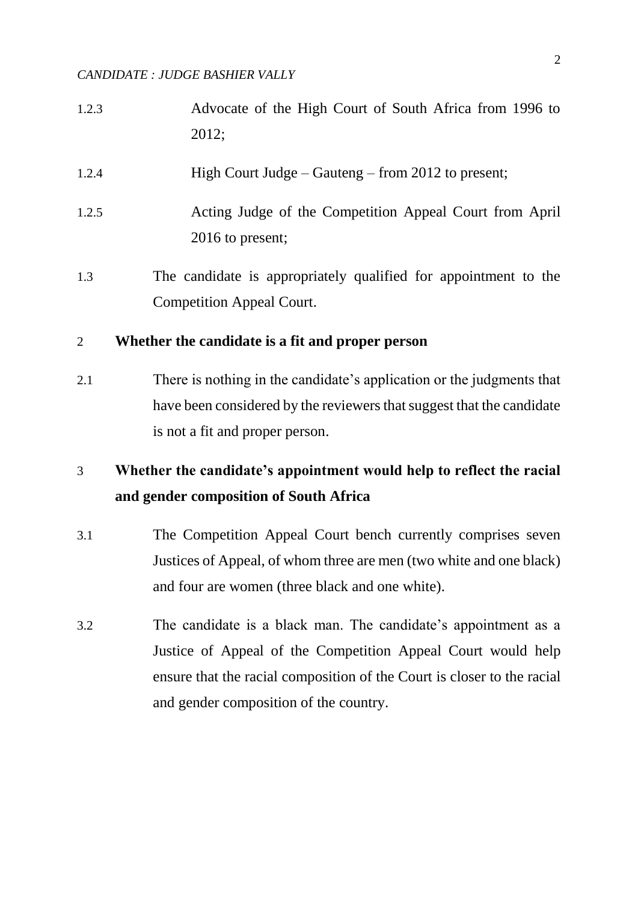1.2.3 Advocate of the High Court of South Africa from 1996 to 2012;

1.2.4 High Court Judge – Gauteng – from 2012 to present;

1.2.5 Acting Judge of the Competition Appeal Court from April 2016 to present;

1.3 The candidate is appropriately qualified for appointment to the Competition Appeal Court.

## 2 Whether the candidate is a fit and proper person

2.1 There is nothing in the candidate's application or the judgments that have been considered by the reviewers that suggest that the candidate is not a fit and proper person.

## 3 Whether the candidate's appointment would help to reflect the racial and gender composition of South Africa

3.1 The Competition Appeal Court bench currently comprises seven Justices of Appeal, of whom three are men (two white and one black) and four are women (three black and one white).

3.2 The candidate is a black man. The candidate's appointment as a Justice of Appeal of the Competition Appeal Court would help ensure that the racial composition of the Court is closer to the racial and gender composition of the country.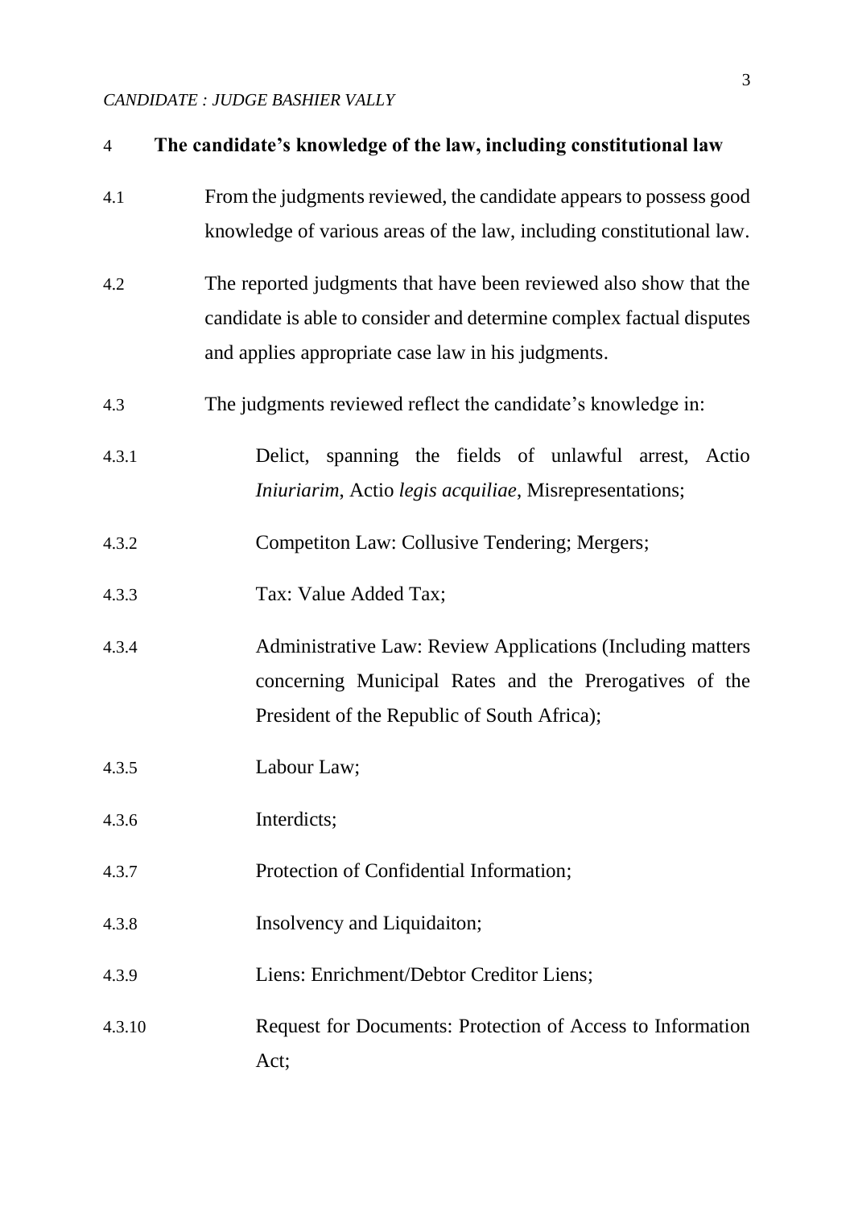## 4 The candidate's knowledge of the law, including constitutional law

4.1 From the judgments reviewed, the candidate appears to possess good knowledge of various areas of the law, including constitutional law.

4.2 The reported judgments that have been reviewed also show that the candidate is able to consider and determine complex factual disputes and applies appropriate case law in his judgments.

4.3 The judgments reviewed reflect the candidate's knowledge in:

4.3.1 Delict, spanning the fields of unlawful arrest, Actio *Iniuriarim*, Actio *legis acquiliae*, Misrepresentations;

4.3.2 Competiton Law: Collusive Tendering; Mergers;

4.3.3 Tax: Value Added Tax;

4.3.4 Administrative Law: Review Applications (Including matters concerning Municipal Rates and the Prerogatives of the President of the Republic of South Africa);

4.3.5 Labour Law;

4.3.6 Interdicts;

4.3.7 Protection of Confidential Information;

4.3.8 Insolvency and Liquidaiton;

4.3.9 Liens: Enrichment/Debtor Creditor Liens;

4.3.10 Request for Documents: Protection of Access to Information Act;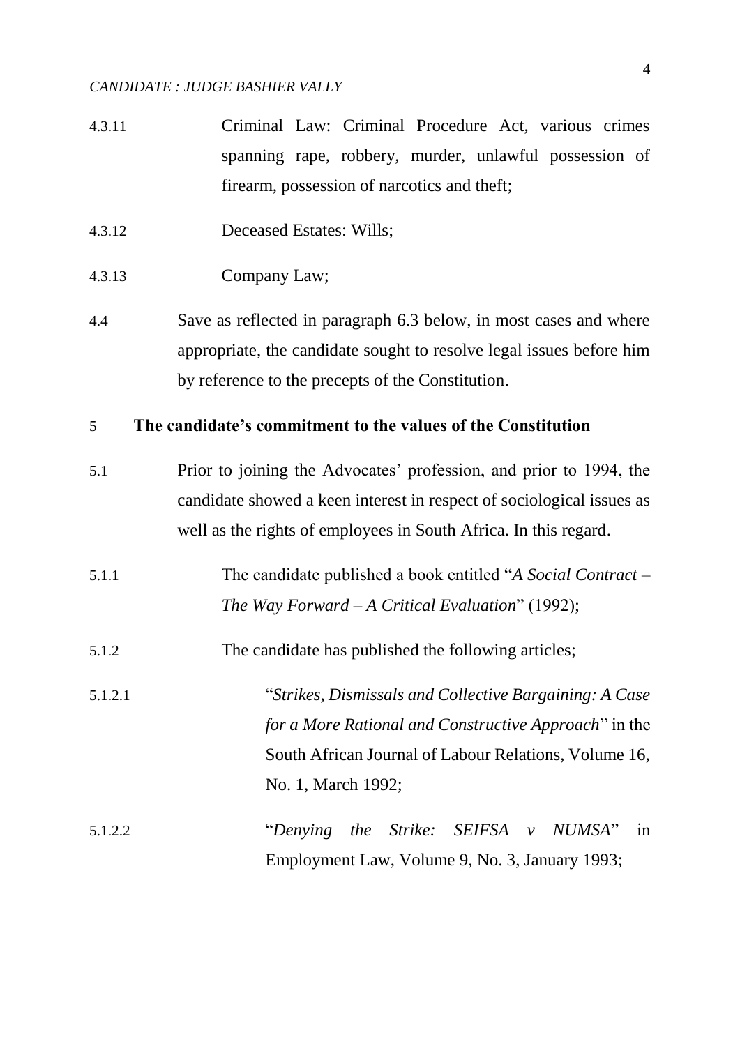4.3.11 Criminal Law: Criminal Procedure Act, various crimes spanning rape, robbery, murder, unlawful possession of firearm, possession of narcotics and theft;

4.3.12 Deceased Estates: Wills;

4.3.13 Company Law;

4.4 Save as reflected in paragraph 6.3 below, in most cases and where appropriate, the candidate sought to resolve legal issues before him by reference to the precepts of the Constitution.

## 5 The candidate's commitment to the values of the Constitution

5.1 Prior to joining the Advocates' profession, and prior to 1994, the candidate showed a keen interest in respect of sociological issues as well as the rights of employees in South Africa. In this regard.

5.1.1 The candidate published a book entitled "*A Social Contract – The Way Forward – A Critical Evaluation*" (1992);

5.1.2 The candidate has published the following articles;

5.1.2.1 "*Strikes, Dismissals and Collective Bargaining: A Case for a More Rational and Constructive Approach*" in the South African Journal of Labour Relations, Volume 16, No. 1, March 1992;

5.1.2.2 "*Denying the Strike: SEIFSA v NUMSA*" in Employment Law, Volume 9, No. 3, January 1993;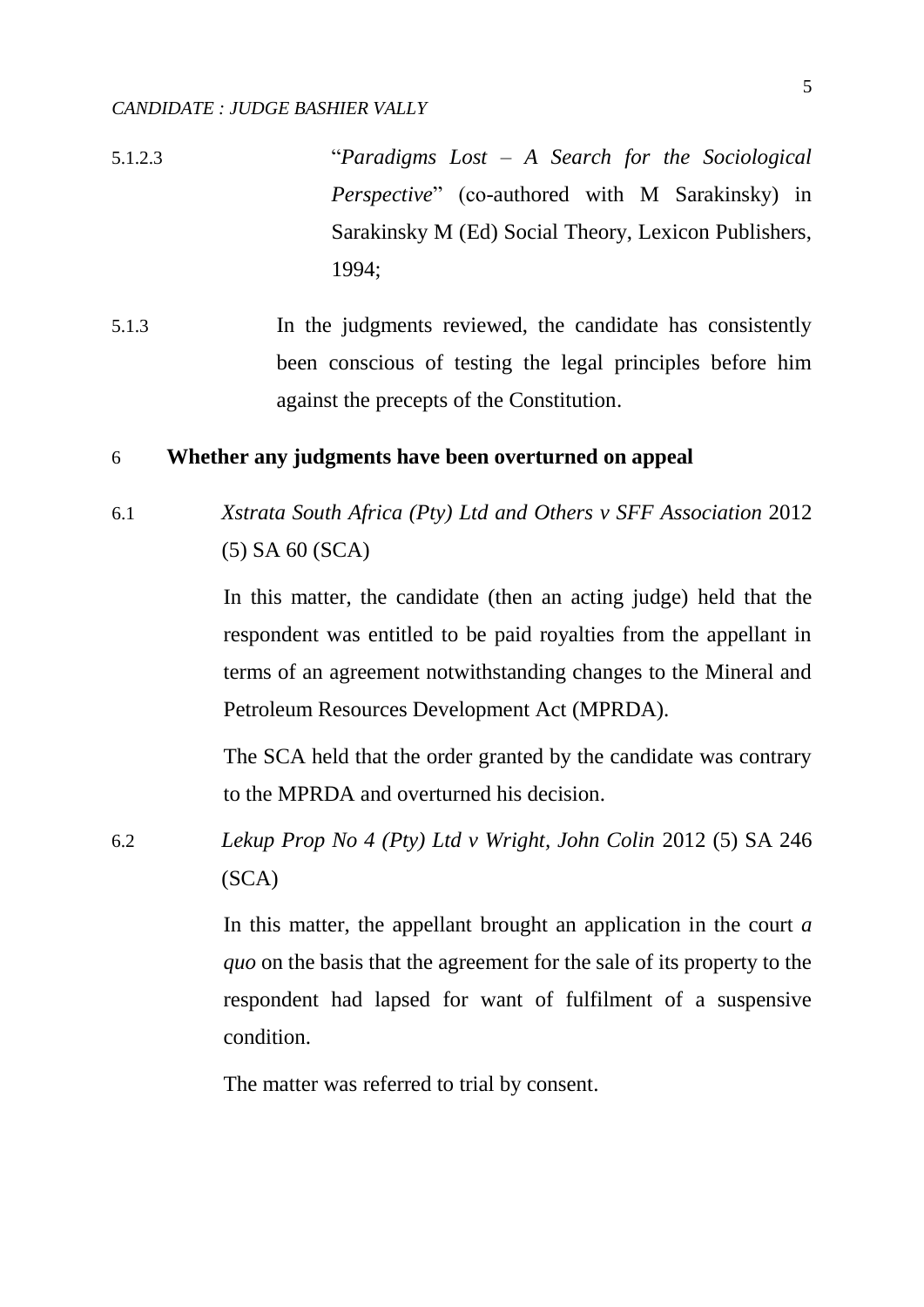5.1.2.3 "*Paradigms Lost – A Search for the Sociological Perspective*" (co-authored with M Sarakinsky) in Sarakinsky M (Ed) Social Theory, Lexicon Publishers, 1994;

5.1.3 In the judgments reviewed, the candidate has consistently been conscious of testing the legal principles before him against the precepts of the Constitution.

## 6 Whether any judgments have been overturned on appeal

6.1 *Xstrata South Africa (Pty) Ltd and Others v SFF Association* 2012 (5) SA 60 (SCA)

In this matter, the candidate (then an acting judge) held that the respondent was entitled to be paid royalties from the appellant in terms of an agreement notwithstanding changes to the Mineral and Petroleum Resources Development Act (MPRDA).

The SCA held that the order granted by the candidate was contrary to the MPRDA and overturned his decision.

6.2 *Lekup Prop No 4 (Pty) Ltd v Wright, John Colin* 2012 (5) SA 246 (SCA)

In this matter, the appellant brought an application in the court *a quo* on the basis that the agreement for the sale of its property to the respondent had lapsed for want of fulfilment of a suspensive condition.

The matter was referred to trial by consent.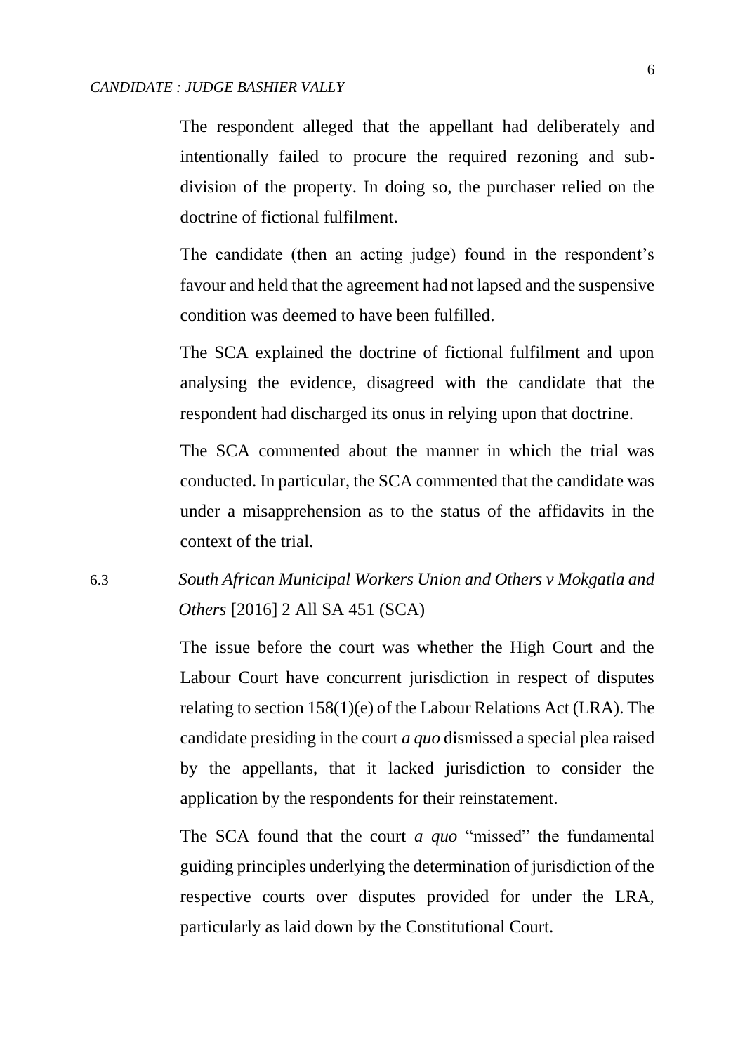The respondent alleged that the appellant had deliberately and intentionally failed to procure the required rezoning and sub-division of the property. In doing so, the purchaser relied on the doctrine of fictional fulfilment.

The candidate (then an acting judge) found in the respondent's favour and held that the agreement had not lapsed and the suspensive condition was deemed to have been fulfilled.

The SCA explained the doctrine of fictional fulfilment and upon analysing the evidence, disagreed with the candidate that the respondent had discharged its onus in relying upon that doctrine.

The SCA commented about the manner in which the trial was conducted. In particular, the SCA commented that the candidate was under a misapprehension as to the status of the affidavits in the context of the trial.

6.3 *South African Municipal Workers Union and Others v Mokgatla and Others* [2016] 2 All SA 451 (SCA)

The issue before the court was whether the High Court and the Labour Court have concurrent jurisdiction in respect of disputes relating to section 158(1)(e) of the Labour Relations Act (LRA). The candidate presiding in the court *a quo* dismissed a special plea raised by the appellants, that it lacked jurisdiction to consider the application by the respondents for their reinstatement.

The SCA found that the court *a quo* "missed" the fundamental guiding principles underlying the determination of jurisdiction of the respective courts over disputes provided for under the LRA, particularly as laid down by the Constitutional Court.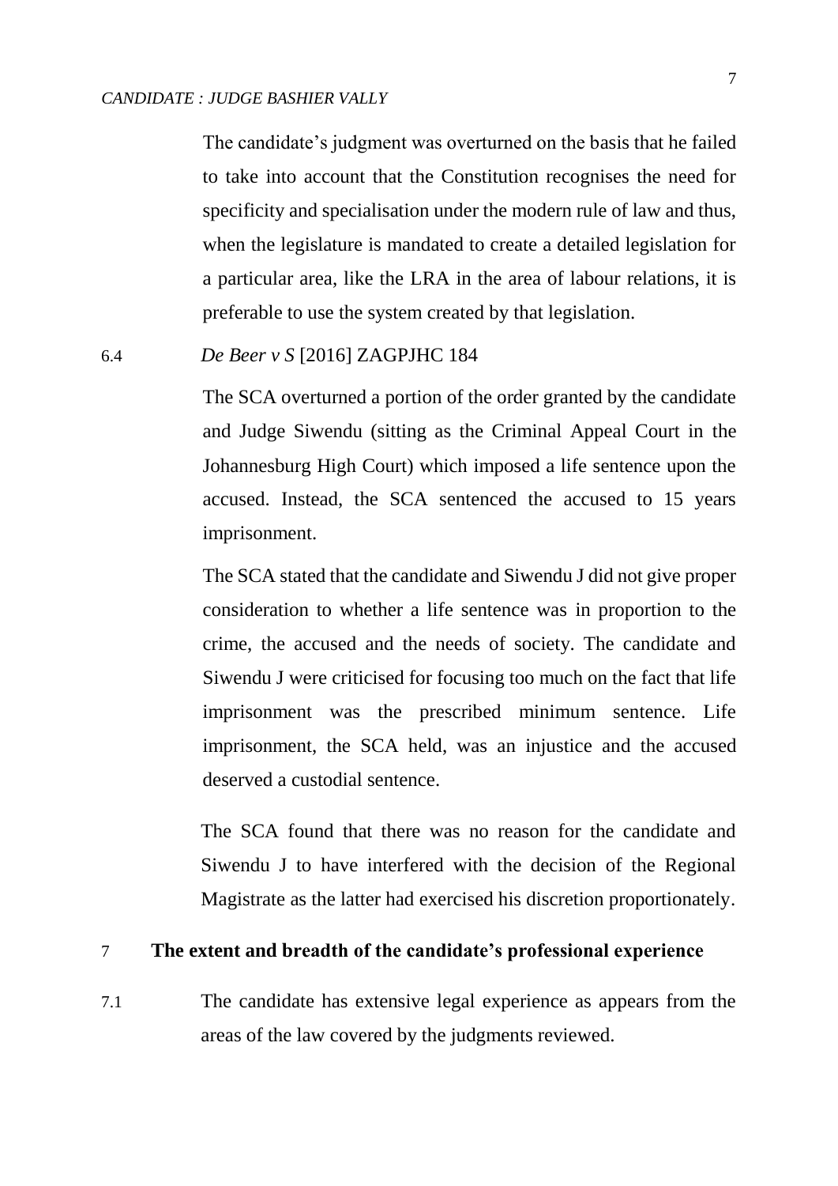The candidate's judgment was overturned on the basis that he failed to take into account that the Constitution recognises the need for specificity and specialisation under the modern rule of law and thus, when the legislature is mandated to create a detailed legislation for a particular area, like the LRA in the area of labour relations, it is preferable to use the system created by that legislation.

6.4 *De Beer v S* [2016] ZAGPJHC 184

The SCA overturned a portion of the order granted by the candidate and Judge Siwendu (sitting as the Criminal Appeal Court in the Johannesburg High Court) which imposed a life sentence upon the accused. Instead, the SCA sentenced the accused to 15 years imprisonment.

The SCA stated that the candidate and Siwendu J did not give proper consideration to whether a life sentence was in proportion to the crime, the accused and the needs of society. The candidate and Siwendu J were criticised for focusing too much on the fact that life imprisonment was the prescribed minimum sentence. Life imprisonment, the SCA held, was an injustice and the accused deserved a custodial sentence.

The SCA found that there was no reason for the candidate and Siwendu J to have interfered with the decision of the Regional Magistrate as the latter had exercised his discretion proportionately.

## 7 The extent and breadth of the candidate's professional experience

7.1 The candidate has extensive legal experience as appears from the areas of the law covered by the judgments reviewed.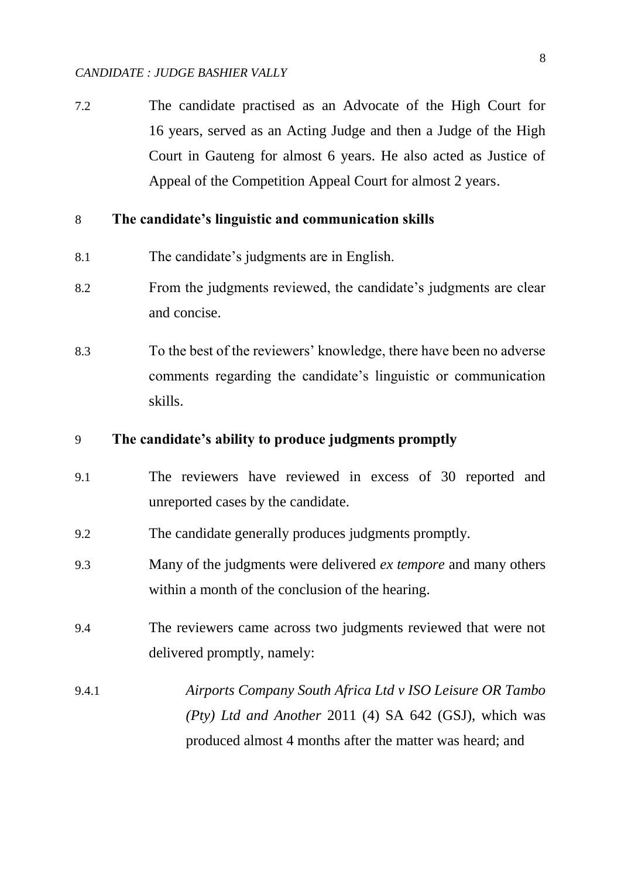7.2 The candidate practised as an Advocate of the High Court for 16 years, served as an Acting Judge and then a Judge of the High Court in Gauteng for almost 6 years. He also acted as Justice of Appeal of the Competition Appeal Court for almost 2 years.

## 8 The candidate's linguistic and communication skills

8.1 The candidate's judgments are in English.

8.2 From the judgments reviewed, the candidate's judgments are clear and concise.

8.3 To the best of the reviewers' knowledge, there have been no adverse comments regarding the candidate's linguistic or communication skills.

## 9 The candidate's ability to produce judgments promptly

9.1 The reviewers have reviewed in excess of 30 reported and unreported cases by the candidate.

9.2 The candidate generally produces judgments promptly.

9.3 Many of the judgments were delivered *ex tempore* and many others within a month of the conclusion of the hearing.

9.4 The reviewers came across two judgments reviewed that were not delivered promptly, namely:

9.4.1 *Airports Company South Africa Ltd v ISO Leisure OR Tambo (Pty) Ltd and Another* 2011 (4) SA 642 (GSJ), which was produced almost 4 months after the matter was heard; and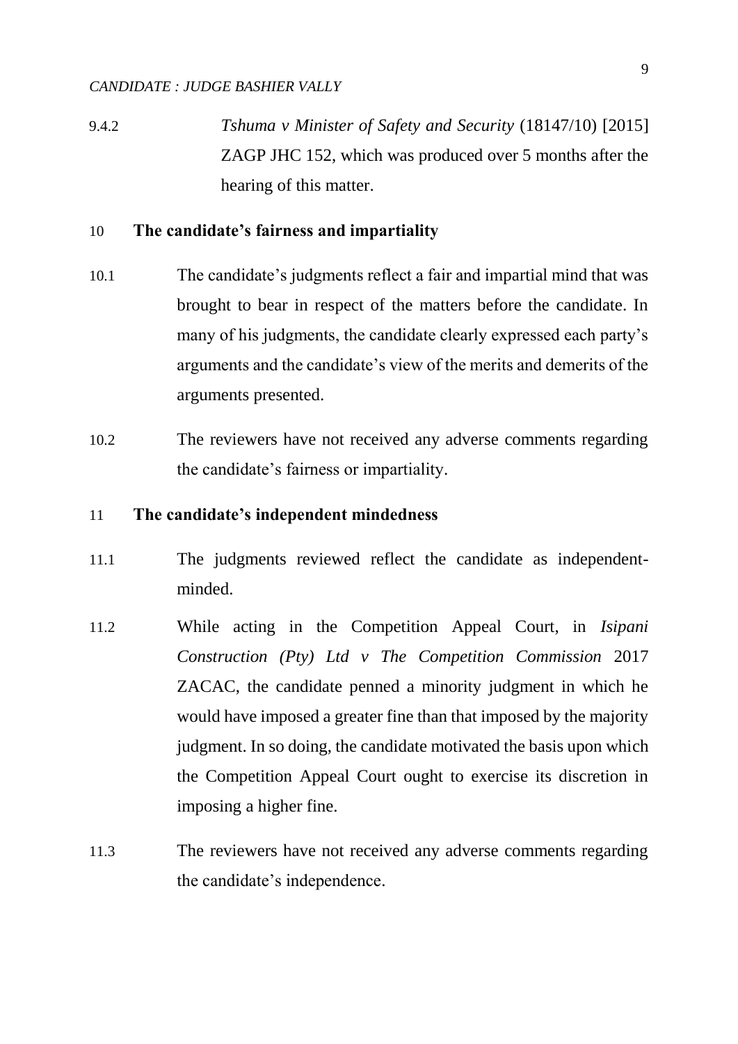9.4.2 *Tshuma v Minister of Safety and Security* (18147/10) [2015] ZAGP JHC 152, which was produced over 5 months after the hearing of this matter.

## 10 The candidate's fairness and impartiality

10.1 The candidate's judgments reflect a fair and impartial mind that was brought to bear in respect of the matters before the candidate. In many of his judgments, the candidate clearly expressed each party's arguments and the candidate's view of the merits and demerits of the arguments presented.

10.2 The reviewers have not received any adverse comments regarding the candidate's fairness or impartiality.

## 11 The candidate's independent mindedness

11.1 The judgments reviewed reflect the candidate as independent-minded.

11.2 While acting in the Competition Appeal Court, in *Isipani Construction (Pty) Ltd v The Competition Commission* 2017 ZACAC, the candidate penned a minority judgment in which he would have imposed a greater fine than that imposed by the majority judgment. In so doing, the candidate motivated the basis upon which the Competition Appeal Court ought to exercise its discretion in imposing a higher fine.

11.3 The reviewers have not received any adverse comments regarding the candidate's independence.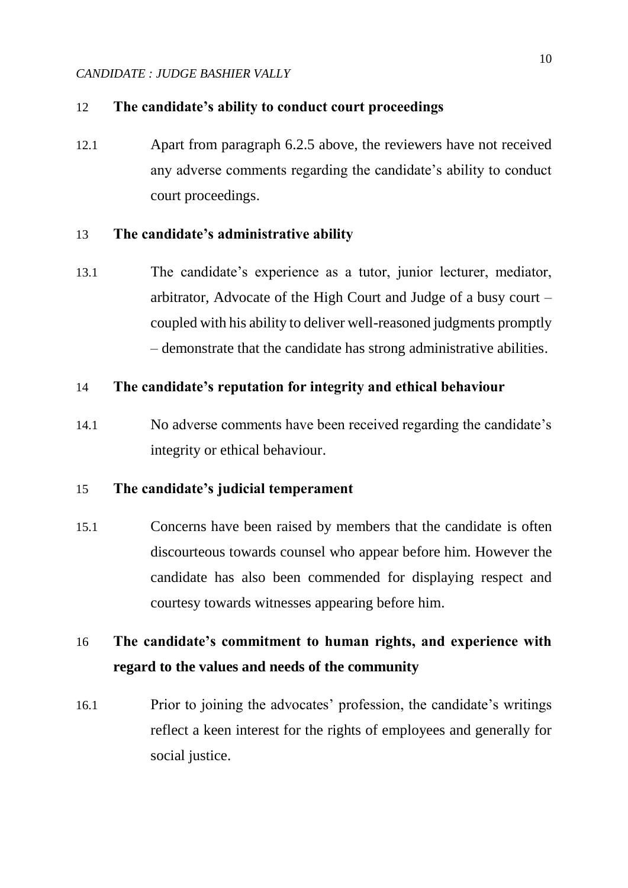## 12 The candidate's ability to conduct court proceedings

12.1 Apart from paragraph 6.2.5 above, the reviewers have not received any adverse comments regarding the candidate's ability to conduct court proceedings.

## 13 The candidate's administrative ability

13.1 The candidate's experience as a tutor, junior lecturer, mediator, arbitrator, Advocate of the High Court and Judge of a busy court – coupled with his ability to deliver well-reasoned judgments promptly – demonstrate that the candidate has strong administrative abilities.

## 14 The candidate's reputation for integrity and ethical behaviour

14.1 No adverse comments have been received regarding the candidate's integrity or ethical behaviour.

## 15 The candidate's judicial temperament

15.1 Concerns have been raised by members that the candidate is often discourteous towards counsel who appear before him. However the candidate has also been commended for displaying respect and courtesy towards witnesses appearing before him.

## 16 The candidate's commitment to human rights, and experience with regard to the values and needs of the community

16.1 Prior to joining the advocates' profession, the candidate's writings reflect a keen interest for the rights of employees and generally for social justice.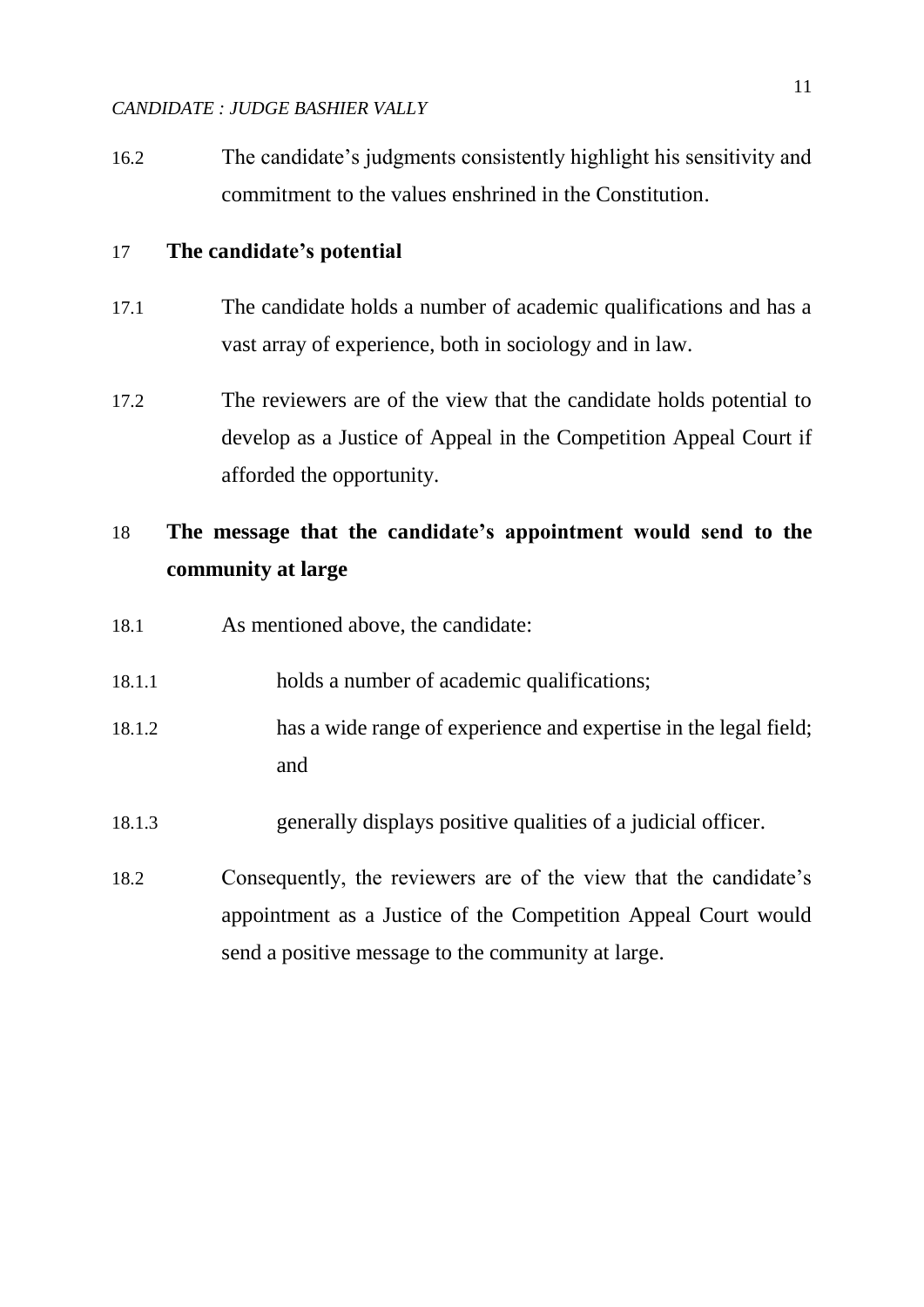16.2 The candidate's judgments consistently highlight his sensitivity and commitment to the values enshrined in the Constitution.

## 17 The candidate's potential

17.1 The candidate holds a number of academic qualifications and has a vast array of experience, both in sociology and in law.

17.2 The reviewers are of the view that the candidate holds potential to develop as a Justice of Appeal in the Competition Appeal Court if afforded the opportunity.

## 18 The message that the candidate's appointment would send to the community at large

18.1 As mentioned above, the candidate:

18.1.1 holds a number of academic qualifications;

18.1.2 has a wide range of experience and expertise in the legal field; and

18.1.3 generally displays positive qualities of a judicial officer.

18.2 Consequently, the reviewers are of the view that the candidate's appointment as a Justice of the Competition Appeal Court would send a positive message to the community at large.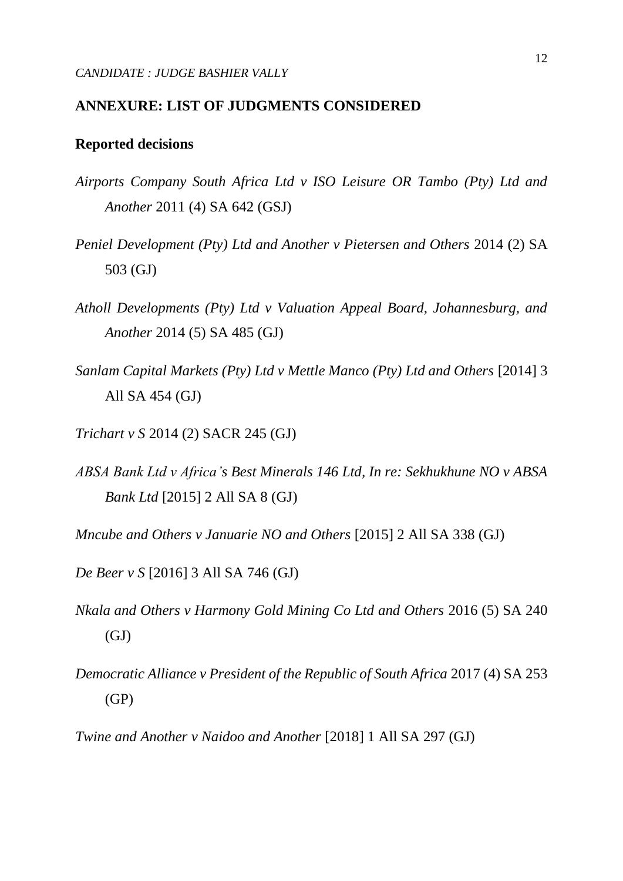## ANNEXURE: LIST OF JUDGMENTS CONSIDERED

### Reported decisions

*Airports Company South Africa Ltd v ISO Leisure OR Tambo (Pty) Ltd and Another* 2011 (4) SA 642 (GSJ)

*Peniel Development (Pty) Ltd and Another v Pietersen and Others* 2014 (2) SA 503 (GJ)

*Atholl Developments (Pty) Ltd v Valuation Appeal Board, Johannesburg, and Another* 2014 (5) SA 485 (GJ)

*Sanlam Capital Markets (Pty) Ltd v Mettle Manco (Pty) Ltd and Others* [2014] 3 All SA 454 (GJ)

*Trichart v S* 2014 (2) SACR 245 (GJ)

*ABSA Bank Ltd v Africa's Best Minerals 146 Ltd, In re: Sekhukhune NO v ABSA Bank Ltd* [2015] 2 All SA 8 (GJ)

*Mncube and Others v Januarie NO and Others* [2015] 2 All SA 338 (GJ)

*De Beer v S* [2016] 3 All SA 746 (GJ)

*Nkala and Others v Harmony Gold Mining Co Ltd and Others* 2016 (5) SA 240 (GJ)

*Democratic Alliance v President of the Republic of South Africa* 2017 (4) SA 253 (GP)

*Twine and Another v Naidoo and Another* [2018] 1 All SA 297 (GJ)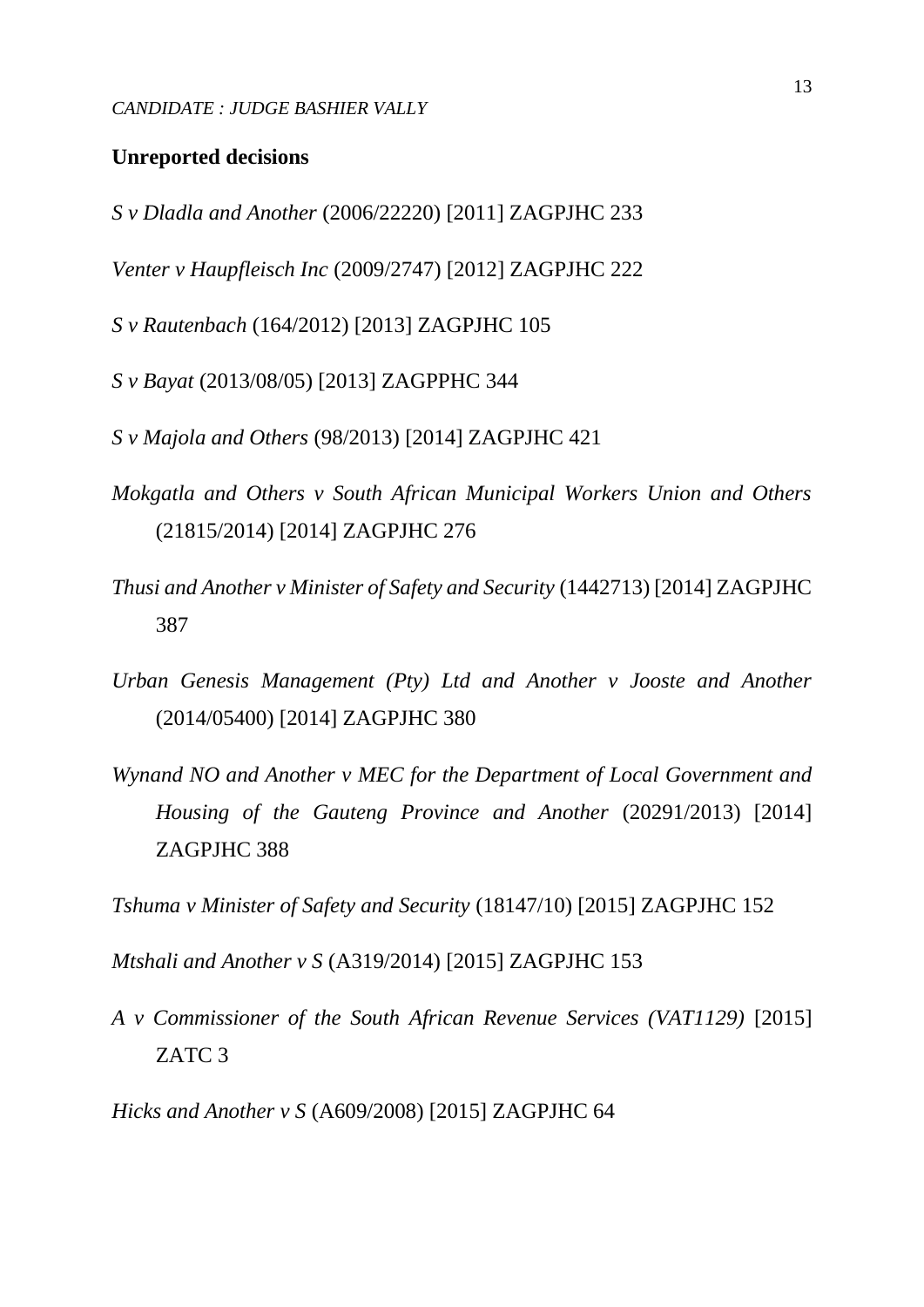**Unreported decisions**

*S v Dladla and Another* (2006/22220) [2011] ZAGPJHC 233

*Venter v Haupfleisch Inc* (2009/2747) [2012] ZAGPJHC 222

*S v Rautenbach* (164/2012) [2013] ZAGPJHC 105

*S v Bayat* (2013/08/05) [2013] ZAGPPHC 344

*S v Majola and Others* (98/2013) [2014] ZAGPJHC 421

*Mokgatla and Others v South African Municipal Workers Union and Others* (21815/2014) [2014] ZAGPJHC 276

*Thusi and Another v Minister of Safety and Security* (1442713) [2014] ZAGPJHC 387

*Urban Genesis Management (Pty) Ltd and Another v Jooste and Another* (2014/05400) [2014] ZAGPJHC 380

*Wynand NO and Another v MEC for the Department of Local Government and Housing of the Gauteng Province and Another* (20291/2013) [2014] ZAGPJHC 388

*Tshuma v Minister of Safety and Security* (18147/10) [2015] ZAGPJHC 152

*Mtshali and Another v S* (A319/2014) [2015] ZAGPJHC 153

*A v Commissioner of the South African Revenue Services (VAT1129)* [2015] ZATC 3

*Hicks and Another v S* (A609/2008) [2015] ZAGPJHC 64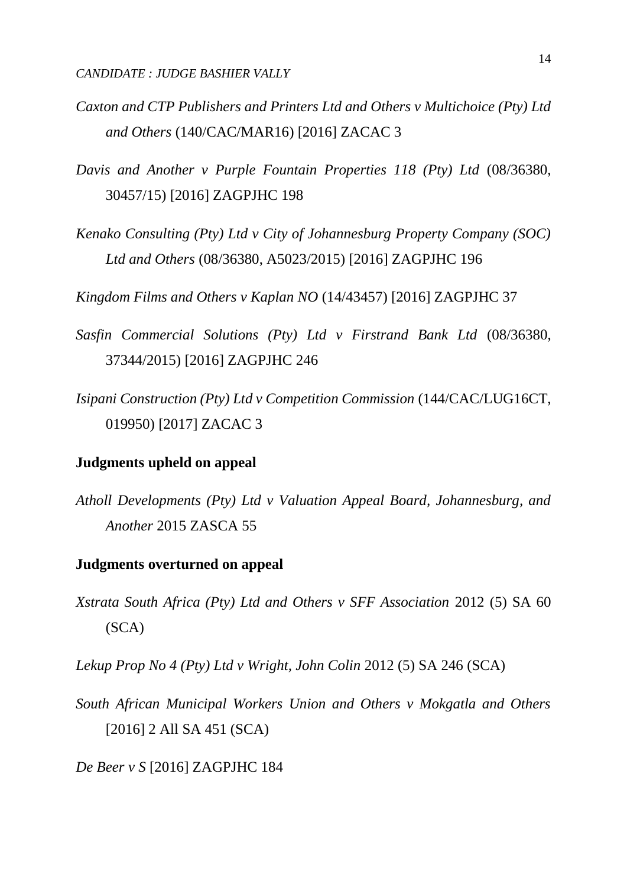*Caxton and CTP Publishers and Printers Ltd and Others v Multichoice (Pty) Ltd and Others* (140/CAC/MAR16) [2016] ZACAC 3

*Davis and Another v Purple Fountain Properties 118 (Pty) Ltd* (08/36380, 30457/15) [2016] ZAGPJHC 198

*Kenako Consulting (Pty) Ltd v City of Johannesburg Property Company (SOC) Ltd and Others* (08/36380, A5023/2015) [2016] ZAGPJHC 196

*Kingdom Films and Others v Kaplan NO* (14/43457) [2016] ZAGPJHC 37

*Sasfin Commercial Solutions (Pty) Ltd v Firstrand Bank Ltd* (08/36380, 37344/2015) [2016] ZAGPJHC 246

*Isipani Construction (Pty) Ltd v Competition Commission* (144/CAC/LUG16CT, 019950) [2017] ZACAC 3

**Judgments upheld on appeal**

*Atholl Developments (Pty) Ltd v Valuation Appeal Board, Johannesburg, and Another* 2015 ZASCA 55

**Judgments overturned on appeal**

*Xstrata South Africa (Pty) Ltd and Others v SFF Association* 2012 (5) SA 60 (SCA)

*Lekup Prop No 4 (Pty) Ltd v Wright, John Colin* 2012 (5) SA 246 (SCA)

*South African Municipal Workers Union and Others v Mokgatla and Others* [2016] 2 All SA 451 (SCA)

*De Beer v S* [2016] ZAGPJHC 184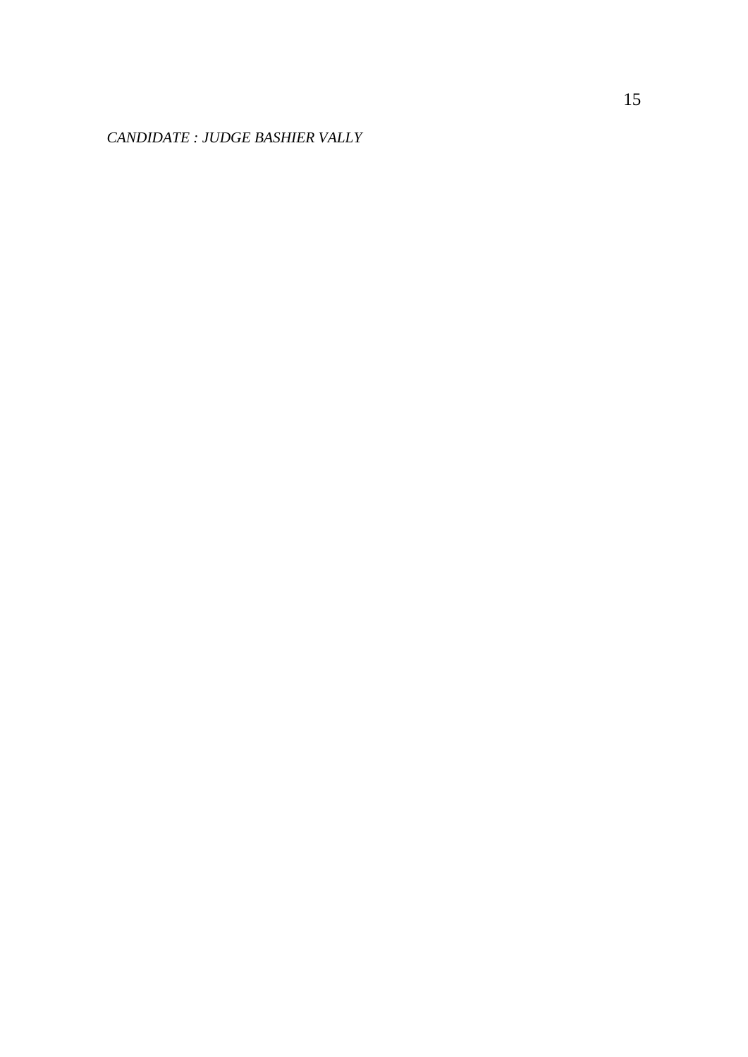*CANDIDATE : JUDGE BASHIER VALLY*